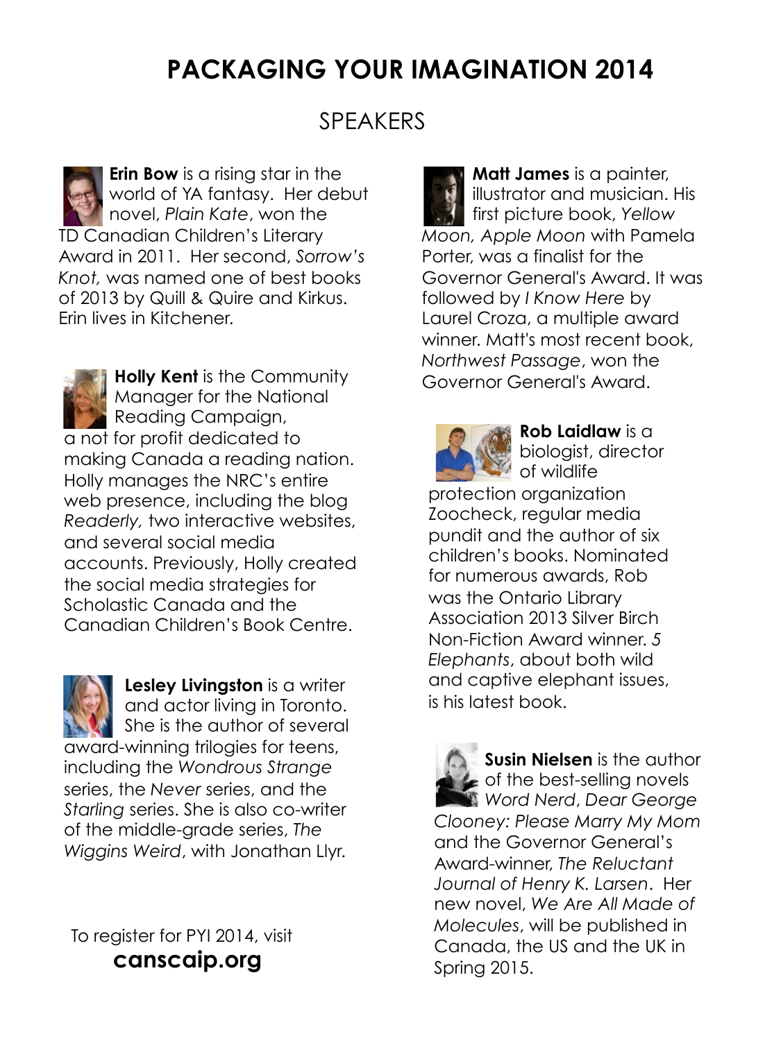# PACKAGING YOUR IMAGINATION 2014

## SPEAKERS

**Erin Bow** is a rising star in the world of YA fantasy. Her debut novel, *Plain Kate*, won the TD Canadian Children's Literary Award in 2011. Her second, *Sorrow's Knot,* was named one of best books of 2013 by Quill & Quire and Kirkus. Erin lives in Kitchener.

**Holly Kent** is the Community Manager for the National Reading Campaign, a not for profit dedicated to making Canada a reading nation. Holly manages the NRC's entire web presence, including the blog *Readerly,* two interactive websites, and several social media accounts. Previously, Holly created the social media strategies for Scholastic Canada and the Canadian Children's Book Centre.

**Lesley Livingston** is a writer and actor living in Toronto. She is the author of several award-winning trilogies for teens, including the *Wondrous Strange* series, the *Never* series, and the *Starling* series. She is also co-writer of the middle-grade series, *The Wiggins Weird*, with Jonathan Llyr.

To register for PYI 2014, visit
**canscaip.org**

**Matt James** is a painter, illustrator and musician. His first picture book, *Yellow Moon, Apple Moon* with Pamela Porter, was a finalist for the Governor General's Award. It was followed by *I Know Here* by Laurel Croza, a multiple award winner. Matt's most recent book, *Northwest Passage*, won the Governor General's Award.

**Rob Laidlaw** is a biologist, director of wildlife protection organization Zoocheck, regular media pundit and the author of six children's books. Nominated for numerous awards, Rob was the Ontario Library Association 2013 Silver Birch Non-Fiction Award winner. *5 Elephants*, about both wild and captive elephant issues, is his latest book.

**Susin Nielsen** is the author of the best-selling novels *Word Nerd*, *Dear George Clooney: Please Marry My Mom* and the Governor General's Award-winner, *The Reluctant Journal of Henry K. Larsen*. Her new novel, *We Are All Made of Molecules*, will be published in Canada, the US and the UK in Spring 2015.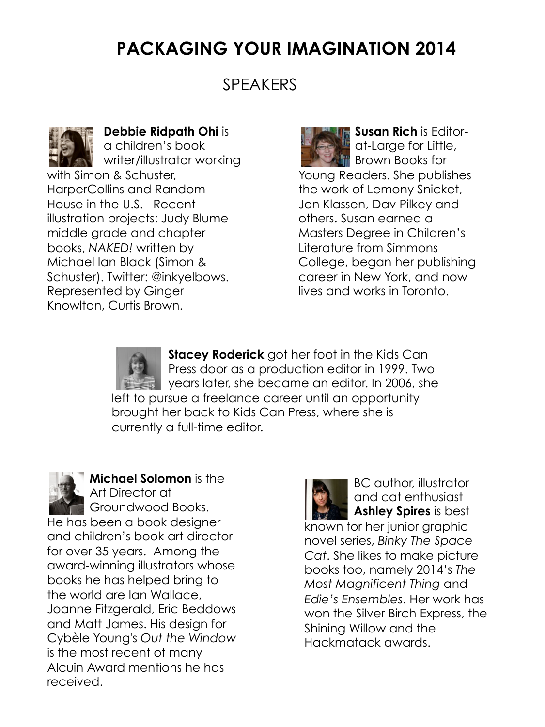# PACKAGING YOUR IMAGINATION 2014

## SPEAKERS

**Debbie Ridpath Ohi** is a children's book writer/illustrator working with Simon & Schuster, HarperCollins and Random House in the U.S. Recent illustration projects: Judy Blume middle grade and chapter books, *NAKED!* written by Michael Ian Black (Simon & Schuster). Twitter: @inkyelbows. Represented by Ginger Knowlton, Curtis Brown.

**Susan Rich** is Editor-at-Large for Little, Brown Books for Young Readers. She publishes the work of Lemony Snicket, Jon Klassen, Dav Pilkey and others. Susan earned a Masters Degree in Children's Literature from Simmons College, began her publishing career in New York, and now lives and works in Toronto.

**Stacey Roderick** got her foot in the Kids Can Press door as a production editor in 1999. Two years later, she became an editor. In 2006, she left to pursue a freelance career until an opportunity brought her back to Kids Can Press, where she is currently a full-time editor.

**Michael Solomon** is the Art Director at Groundwood Books. He has been a book designer and children's book art director for over 35 years. Among the award-winning illustrators whose books he has helped bring to the world are Ian Wallace, Joanne Fitzgerald, Eric Beddows and Matt James. His design for Cybèle Young's *Out the Window* is the most recent of many Alcuin Award mentions he has received.

BC author, illustrator and cat enthusiast **Ashley Spires** is best known for her junior graphic novel series, *Binky The Space Cat*. She likes to make picture books too, namely 2014's *The Most Magnificent Thing* and *Edie's Ensembles*. Her work has won the Silver Birch Express, the Shining Willow and the Hackmatack awards.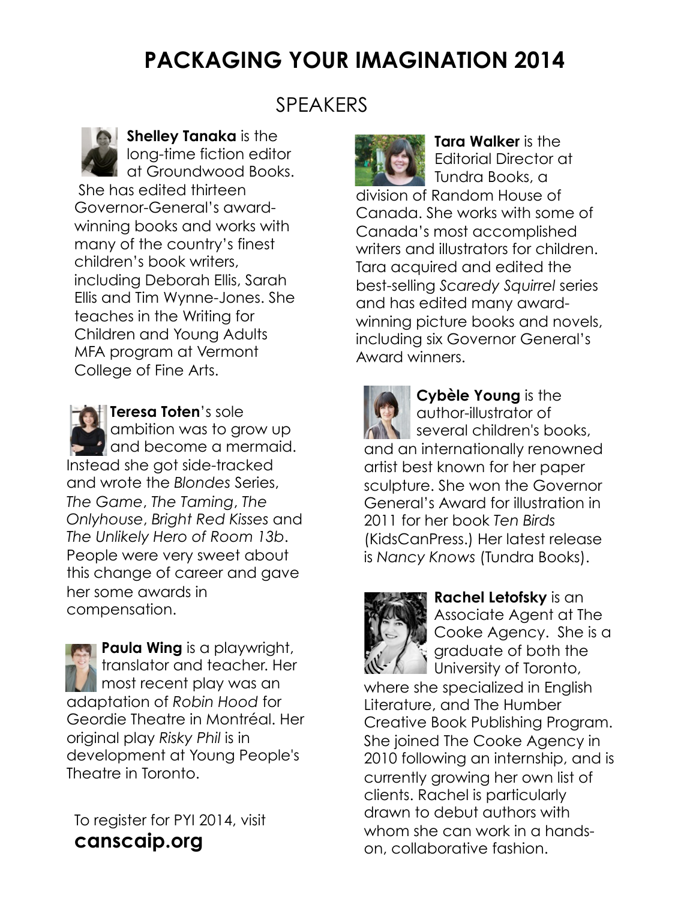# PACKAGING YOUR IMAGINATION 2014

## SPEAKERS

**Shelley Tanaka** is the long-time fiction editor at Groundwood Books. She has edited thirteen Governor-General's award-winning books and works with many of the country's finest children's book writers, including Deborah Ellis, Sarah Ellis and Tim Wynne-Jones. She teaches in the Writing for Children and Young Adults MFA program at Vermont College of Fine Arts.

**Teresa Toten**'s sole ambition was to grow up and become a mermaid. Instead she got side-tracked and wrote the *Blondes* Series, *The Game*, *The Taming*, *The Onlyhouse*, *Bright Red Kisses* and *The Unlikely Hero of Room 13b*. People were very sweet about this change of career and gave her some awards in compensation.

**Paula Wing** is a playwright, translator and teacher. Her most recent play was an adaptation of *Robin Hood* for Geordie Theatre in Montréal. Her original play *Risky Phil* is in development at Young People's Theatre in Toronto.

To register for PYI 2014, visit **canscaip.org**

**Tara Walker** is the Editorial Director at Tundra Books, a division of Random House of Canada. She works with some of Canada's most accomplished writers and illustrators for children. Tara acquired and edited the best-selling *Scaredy Squirrel* series and has edited many award-winning picture books and novels, including six Governor General's Award winners.

**Cybèle Young** is the author-illustrator of several children's books, and an internationally renowned artist best known for her paper sculpture. She won the Governor General's Award for illustration in 2011 for her book *Ten Birds* (KidsCanPress.) Her latest release is *Nancy Knows* (Tundra Books).

**Rachel Letofsky** is an Associate Agent at The Cooke Agency. She is a graduate of both the University of Toronto, where she specialized in English Literature, and The Humber Creative Book Publishing Program. She joined The Cooke Agency in 2010 following an internship, and is currently growing her own list of clients. Rachel is particularly drawn to debut authors with whom she can work in a hands-on, collaborative fashion.